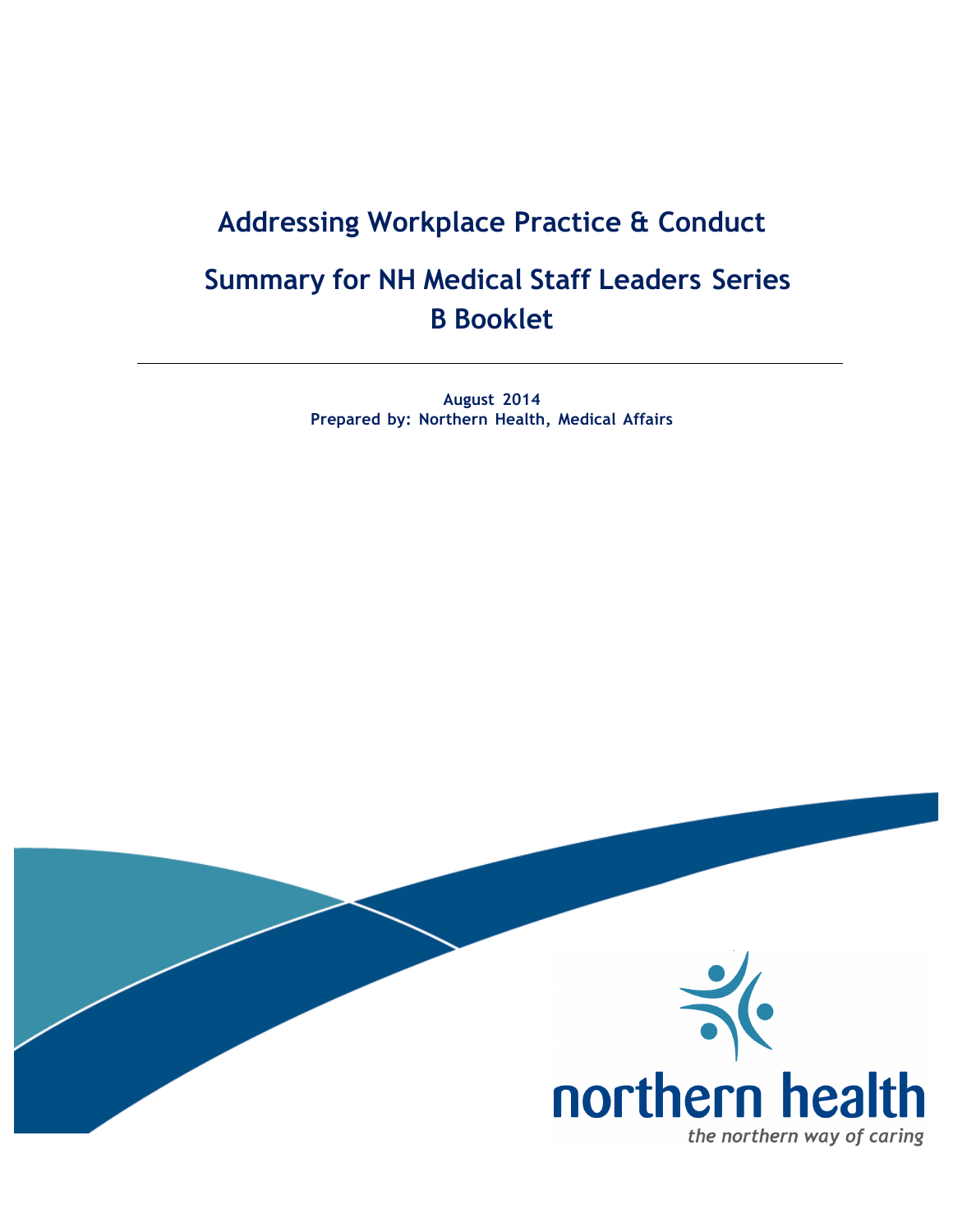# Addressing Workplace Practice & Conduct

## Summary for NH Medical Staff Leaders Series B Booklet

---

**August 2014**
**Prepared by: Northern Health, Medical Affairs**

northern health
*the northern way of caring*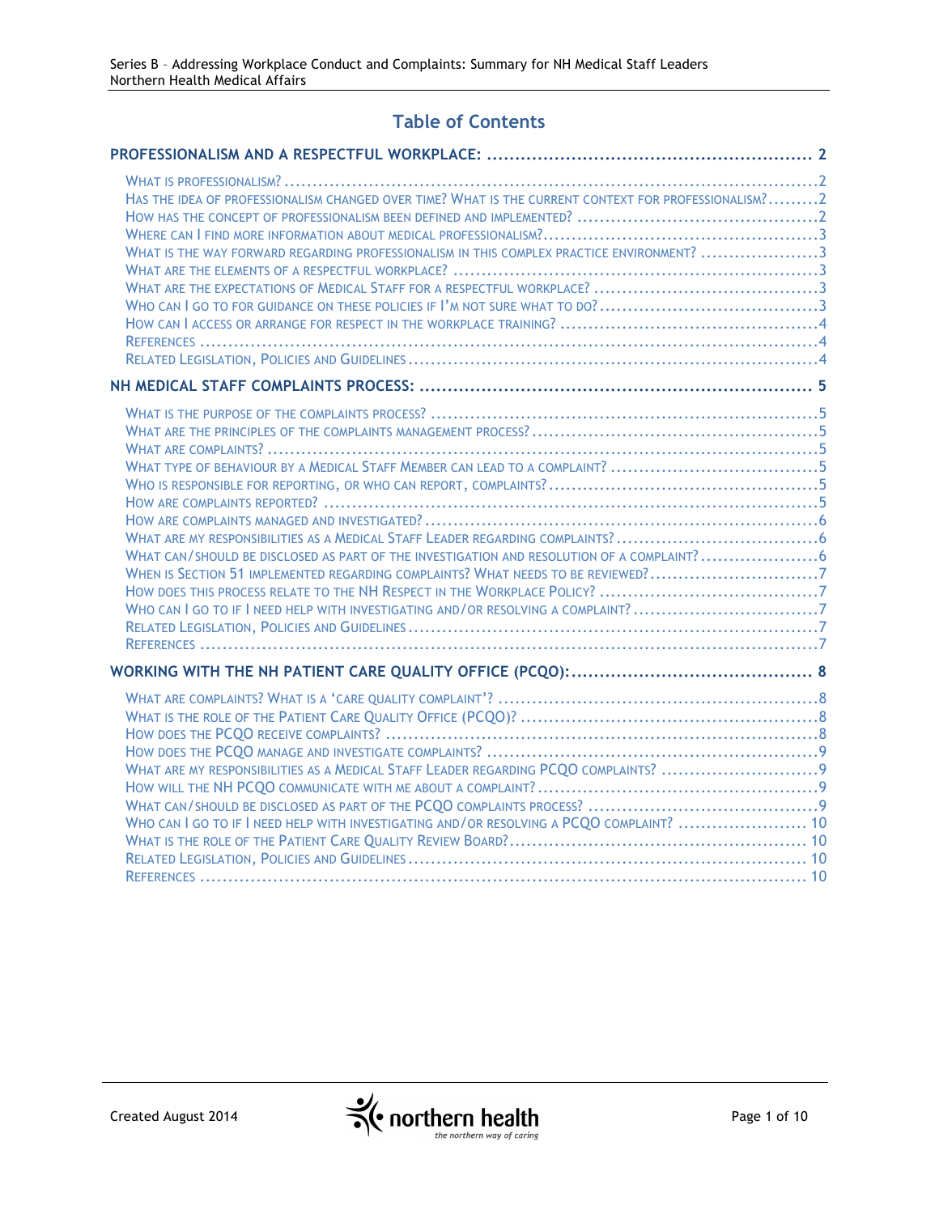# Table of Contents

**PROFESSIONALISM AND A RESPECTFUL WORKPLACE: .......... 2**

- What is professionalism? .......... 2
- Has the idea of professionalism changed over time? What is the current context for professionalism? .......... 2
- How has the concept of professionalism been defined and implemented? .......... 2
- Where can I find more information about medical professionalism? .......... 3
- What is the way forward regarding professionalism in this complex practice environment? .......... 3
- What are the elements of a respectful workplace? .......... 3
- What are the expectations of Medical Staff for a respectful workplace? .......... 3
- Who can I go to for guidance on these policies if I'm not sure what to do? .......... 3
- How can I access or arrange for respect in the workplace training? .......... 4
- References .......... 4
- Related Legislation, Policies and Guidelines .......... 4

**NH MEDICAL STAFF COMPLAINTS PROCESS: .......... 5**

- What is the purpose of the complaints process? .......... 5
- What are the principles of the complaints management process? .......... 5
- What are complaints? .......... 5
- What type of behaviour by a Medical Staff Member can lead to a complaint? .......... 5
- Who is responsible for reporting, or who can report, complaints? .......... 5
- How are complaints reported? .......... 5
- How are complaints managed and investigated? .......... 6
- What are my responsibilities as a Medical Staff Leader regarding complaints? .......... 6
- What can/should be disclosed as part of the investigation and resolution of a complaint? .......... 6
- When is Section 51 implemented regarding complaints? What needs to be reviewed? .......... 7
- How does this process relate to the NH Respect in the Workplace Policy? .......... 7
- Who can I go to if I need help with investigating and/or resolving a complaint? .......... 7
- Related Legislation, Policies and Guidelines .......... 7
- References .......... 7

**WORKING WITH THE NH PATIENT CARE QUALITY OFFICE (PCQO): .......... 8**

- What are complaints? What is a 'care quality complaint'? .......... 8
- What is the role of the Patient Care Quality Office (PCQO)? .......... 8
- How does the PCQO receive complaints? .......... 8
- How does the PCQO manage and investigate complaints? .......... 9
- What are my responsibilities as a Medical Staff Leader regarding PCQO complaints? .......... 9
- How will the NH PCQO communicate with me about a complaint? .......... 9
- What can/should be disclosed as part of the PCQO complaints process? .......... 9
- Who can I go to if I need help with investigating and/or resolving a PCQO complaint? .......... 10
- What is the role of the Patient Care Quality Review Board? .......... 10
- Related Legislation, Policies and Guidelines .......... 10
- References .......... 10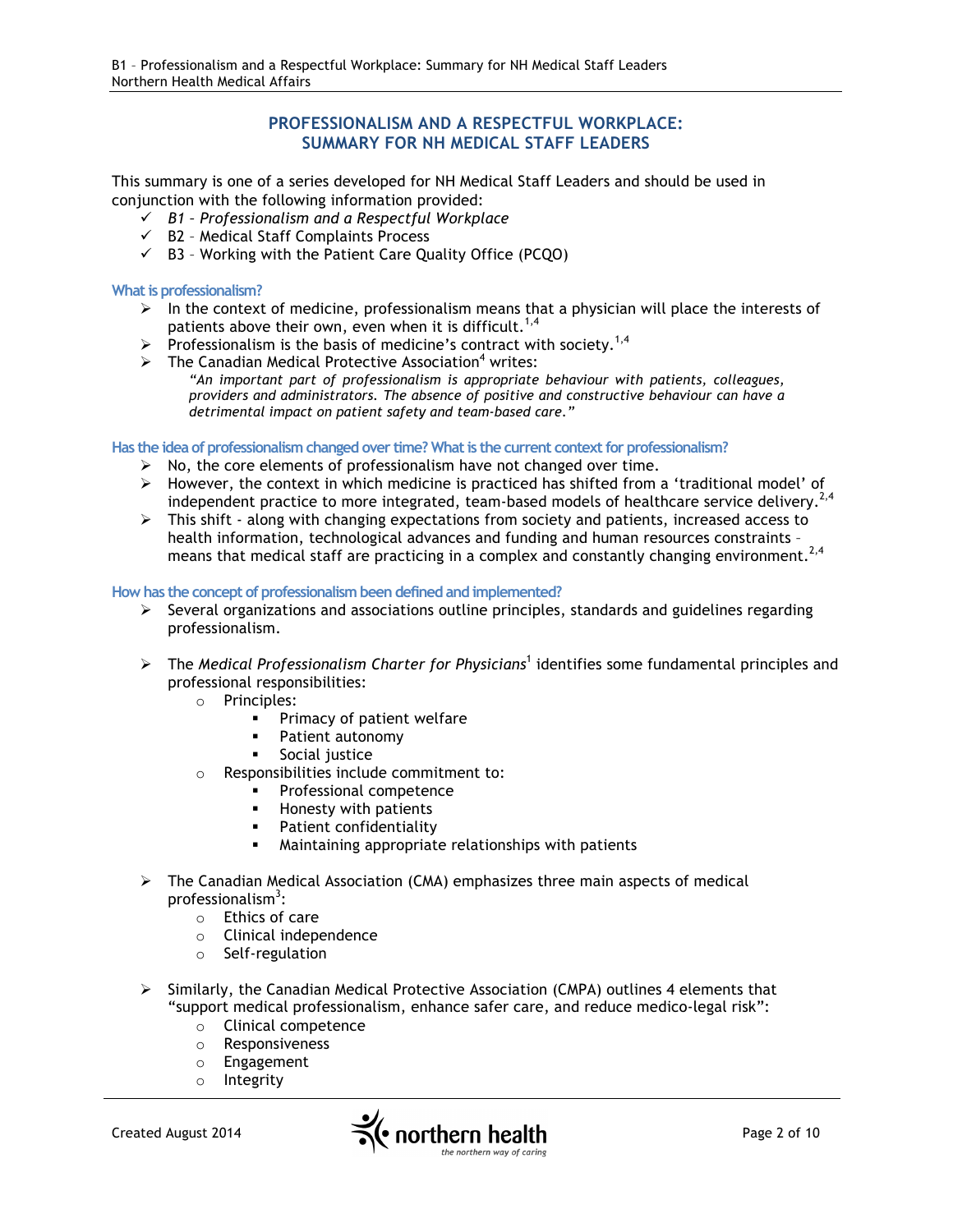# PROFESSIONALISM AND A RESPECTFUL WORKPLACE: SUMMARY FOR NH MEDICAL STAFF LEADERS

This summary is one of a series developed for NH Medical Staff Leaders and should be used in conjunction with the following information provided:

- ✓ *B1 – Professionalism and a Respectful Workplace*
- ✓ B2 – Medical Staff Complaints Process
- ✓ B3 – Working with the Patient Care Quality Office (PCQO)

### What is professionalism?

- In the context of medicine, professionalism means that a physician will place the interests of patients above their own, even when it is difficult.[1,4]
- Professionalism is the basis of medicine's contract with society.[1,4]
- The Canadian Medical Protective Association[4] writes:

  *"An important part of professionalism is appropriate behaviour with patients, colleagues, providers and administrators. The absence of positive and constructive behaviour can have a detrimental impact on patient safety and team-based care."*

### Has the idea of professionalism changed over time? What is the current context for professionalism?

- No, the core elements of professionalism have not changed over time.
- However, the context in which medicine is practiced has shifted from a 'traditional model' of independent practice to more integrated, team-based models of healthcare service delivery.[2,4]
- This shift - along with changing expectations from society and patients, increased access to health information, technological advances and funding and human resources constraints – means that medical staff are practicing in a complex and constantly changing environment.[2,4]

### How has the concept of professionalism been defined and implemented?

- Several organizations and associations outline principles, standards and guidelines regarding professionalism.
- The *Medical Professionalism Charter for Physicians*[1] identifies some fundamental principles and professional responsibilities:
  - Principles:
    - Primacy of patient welfare
    - Patient autonomy
    - Social justice
  - Responsibilities include commitment to:
    - Professional competence
    - Honesty with patients
    - Patient confidentiality
    - Maintaining appropriate relationships with patients
- The Canadian Medical Association (CMA) emphasizes three main aspects of medical professionalism[3]:
  - Ethics of care
  - Clinical independence
  - Self-regulation
- Similarly, the Canadian Medical Protective Association (CMPA) outlines 4 elements that "support medical professionalism, enhance safer care, and reduce medico-legal risk":
  - Clinical competence
  - Responsiveness
  - Engagement
  - Integrity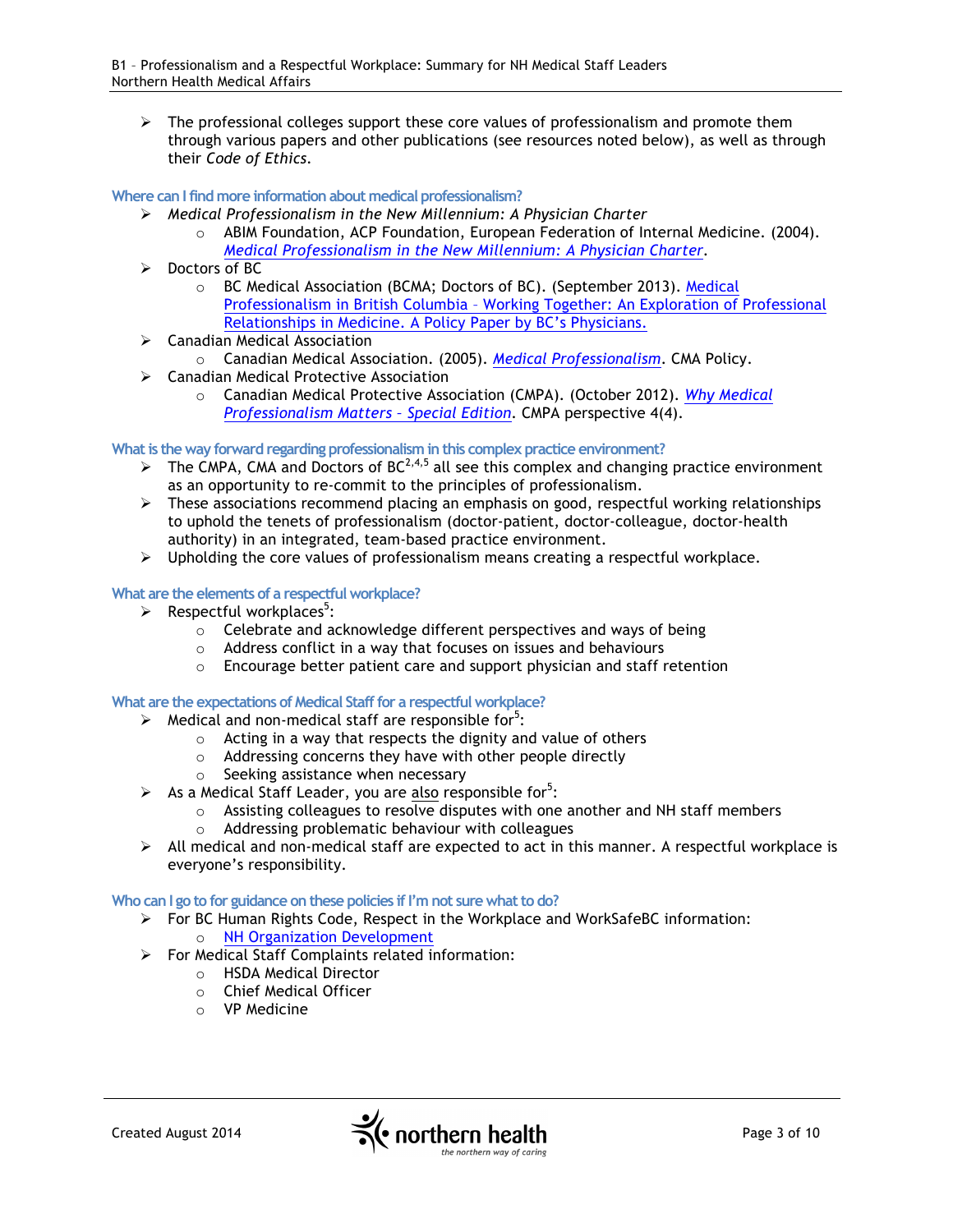- The professional colleges support these core values of professionalism and promote them through various papers and other publications (see resources noted below), as well as through their *Code of Ethics*.

### Where can I find more information about medical professionalism?

- *Medical Professionalism in the New Millennium: A Physician Charter*
  - ABIM Foundation, ACP Foundation, European Federation of Internal Medicine. (2004). *Medical Professionalism in the New Millennium: A Physician Charter*.
- Doctors of BC
  - BC Medical Association (BCMA; Doctors of BC). (September 2013). Medical Professionalism in British Columbia – Working Together: An Exploration of Professional Relationships in Medicine. A Policy Paper by BC's Physicians.
- Canadian Medical Association
  - Canadian Medical Association. (2005). *Medical Professionalism*. CMA Policy.
- Canadian Medical Protective Association
  - Canadian Medical Protective Association (CMPA). (October 2012). *Why Medical Professionalism Matters – Special Edition*. CMPA perspective 4(4).

### What is the way forward regarding professionalism in this complex practice environment?

- The CMPA, CMA and Doctors of BC[2,4,5] all see this complex and changing practice environment as an opportunity to re-commit to the principles of professionalism.
- These associations recommend placing an emphasis on good, respectful working relationships to uphold the tenets of professionalism (doctor-patient, doctor-colleague, doctor-health authority) in an integrated, team-based practice environment.
- Upholding the core values of professionalism means creating a respectful workplace.

### What are the elements of a respectful workplace?

- Respectful workplaces[5]:
  - Celebrate and acknowledge different perspectives and ways of being
  - Address conflict in a way that focuses on issues and behaviours
  - Encourage better patient care and support physician and staff retention

### What are the expectations of Medical Staff for a respectful workplace?

- Medical and non-medical staff are responsible for[5]:
  - Acting in a way that respects the dignity and value of others
  - Addressing concerns they have with other people directly
  - Seeking assistance when necessary
- As a Medical Staff Leader, you are also responsible for[5]:
  - Assisting colleagues to resolve disputes with one another and NH staff members
  - Addressing problematic behaviour with colleagues
- All medical and non-medical staff are expected to act in this manner. A respectful workplace is everyone's responsibility.

### Who can I go to for guidance on these policies if I'm not sure what to do?

- For BC Human Rights Code, Respect in the Workplace and WorkSafeBC information:
  - NH Organization Development
- For Medical Staff Complaints related information:
  - HSDA Medical Director
  - Chief Medical Officer
  - VP Medicine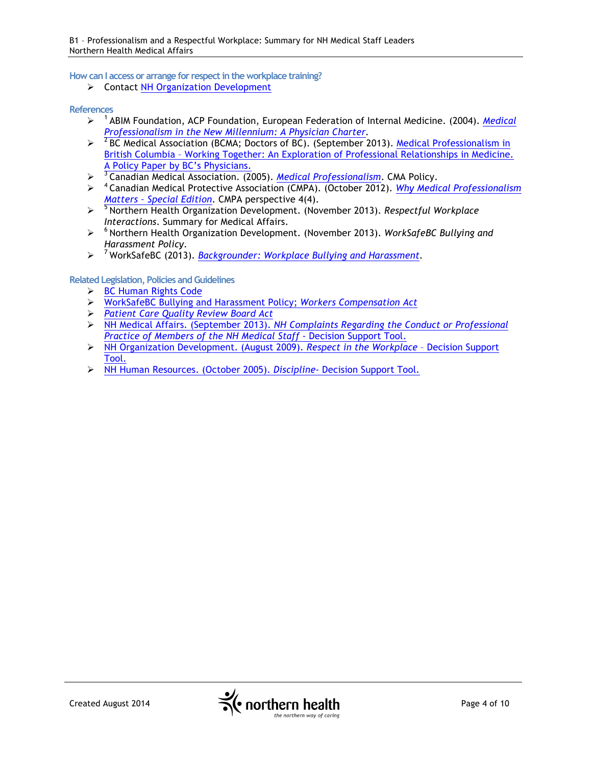### How can I access or arrange for respect in the workplace training?

- Contact NH Organization Development

### References

- [1] ABIM Foundation, ACP Foundation, European Federation of Internal Medicine. (2004). *Medical Professionalism in the New Millennium: A Physician Charter*.
- [2] BC Medical Association (BCMA; Doctors of BC). (September 2013). Medical Professionalism in British Columbia – Working Together: An Exploration of Professional Relationships in Medicine. A Policy Paper by BC's Physicians.
- [3] Canadian Medical Association. (2005). *Medical Professionalism*. CMA Policy.
- [4] Canadian Medical Protective Association (CMPA). (October 2012). *Why Medical Professionalism Matters – Special Edition*. CMPA perspective 4(4).
- [5] Northern Health Organization Development. (November 2013). *Respectful Workplace Interactions*. Summary for Medical Affairs.
- [6] Northern Health Organization Development. (November 2013). *WorkSafeBC Bullying and Harassment Policy*.
- [7] WorkSafeBC (2013). *Backgrounder: Workplace Bullying and Harassment*.

### Related Legislation, Policies and Guidelines

- BC Human Rights Code
- WorkSafeBC Bullying and Harassment Policy; *Workers Compensation Act*
- *Patient Care Quality Review Board Act*
- NH Medical Affairs. (September 2013). *NH Complaints Regarding the Conduct or Professional Practice of Members of the NH Medical Staff* - Decision Support Tool.
- NH Organization Development. (August 2009). *Respect in the Workplace* – Decision Support Tool.
- NH Human Resources. (October 2005). *Discipline*- Decision Support Tool.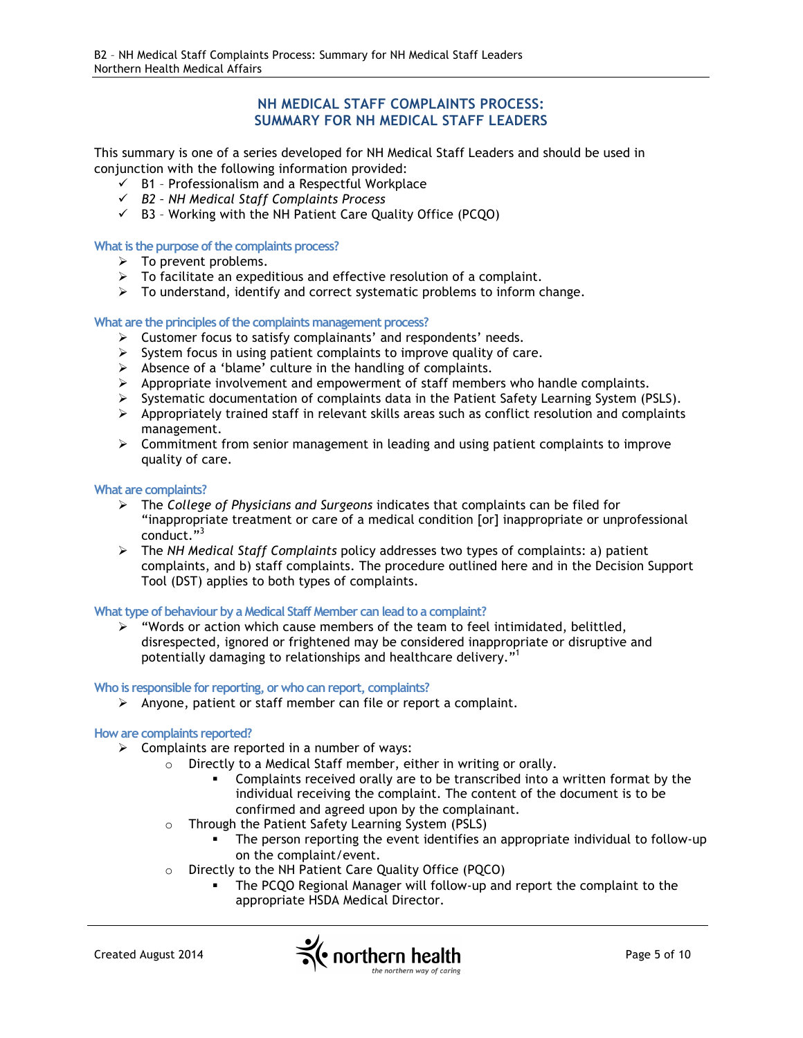# NH MEDICAL STAFF COMPLAINTS PROCESS: SUMMARY FOR NH MEDICAL STAFF LEADERS

This summary is one of a series developed for NH Medical Staff Leaders and should be used in conjunction with the following information provided:

- ✓ B1 – Professionalism and a Respectful Workplace
- ✓ *B2 – NH Medical Staff Complaints Process*
- ✓ B3 – Working with the NH Patient Care Quality Office (PCQO)

### What is the purpose of the complaints process?

- To prevent problems.
- To facilitate an expeditious and effective resolution of a complaint.
- To understand, identify and correct systematic problems to inform change.

### What are the principles of the complaints management process?

- Customer focus to satisfy complainants' and respondents' needs.
- System focus in using patient complaints to improve quality of care.
- Absence of a 'blame' culture in the handling of complaints.
- Appropriate involvement and empowerment of staff members who handle complaints.
- Systematic documentation of complaints data in the Patient Safety Learning System (PSLS).
- Appropriately trained staff in relevant skills areas such as conflict resolution and complaints management.
- Commitment from senior management in leading and using patient complaints to improve quality of care.

### What are complaints?

- The *College of Physicians and Surgeons* indicates that complaints can be filed for "inappropriate treatment or care of a medical condition [or] inappropriate or unprofessional conduct."[3]
- The *NH Medical Staff Complaints* policy addresses two types of complaints: a) patient complaints, and b) staff complaints. The procedure outlined here and in the Decision Support Tool (DST) applies to both types of complaints.

### What type of behaviour by a Medical Staff Member can lead to a complaint?

- "Words or action which cause members of the team to feel intimidated, belittled, disrespected, ignored or frightened may be considered inappropriate or disruptive and potentially damaging to relationships and healthcare delivery."[1]

### Who is responsible for reporting, or who can report, complaints?

- Anyone, patient or staff member can file or report a complaint.

### How are complaints reported?

- Complaints are reported in a number of ways:
  - Directly to a Medical Staff member, either in writing or orally.
    - Complaints received orally are to be transcribed into a written format by the individual receiving the complaint. The content of the document is to be confirmed and agreed upon by the complainant.
  - Through the Patient Safety Learning System (PSLS)
    - The person reporting the event identifies an appropriate individual to follow-up on the complaint/event.
  - Directly to the NH Patient Care Quality Office (PQCO)
    - The PCQO Regional Manager will follow-up and report the complaint to the appropriate HSDA Medical Director.

Created August 2014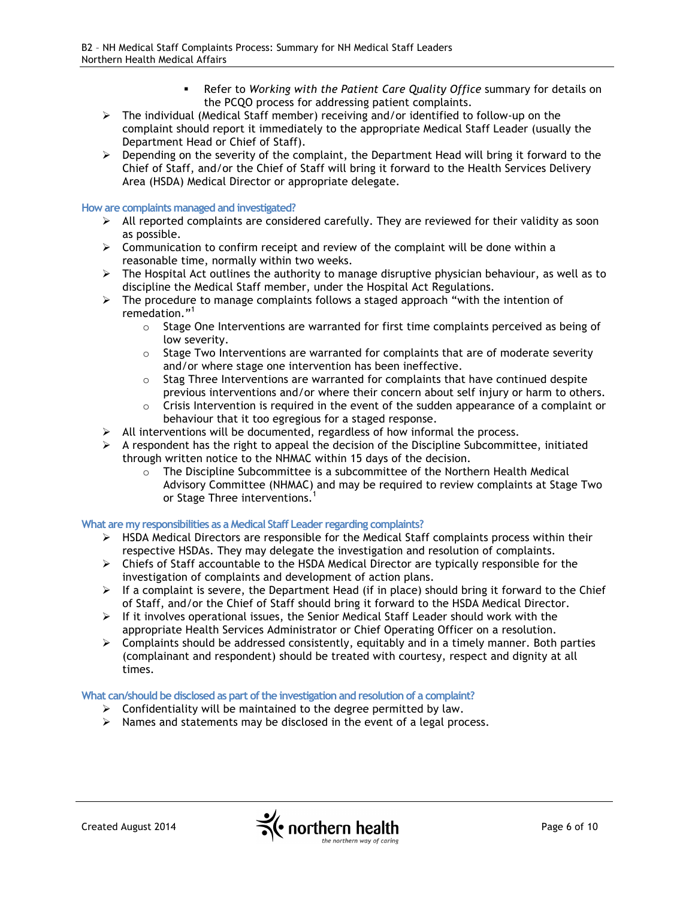- Refer to *Working with the Patient Care Quality Office* summary for details on the PCQO process for addressing patient complaints.

- The individual (Medical Staff member) receiving and/or identified to follow-up on the complaint should report it immediately to the appropriate Medical Staff Leader (usually the Department Head or Chief of Staff).
- Depending on the severity of the complaint, the Department Head will bring it forward to the Chief of Staff, and/or the Chief of Staff will bring it forward to the Health Services Delivery Area (HSDA) Medical Director or appropriate delegate.

### How are complaints managed and investigated?

- All reported complaints are considered carefully. They are reviewed for their validity as soon as possible.
- Communication to confirm receipt and review of the complaint will be done within a reasonable time, normally within two weeks.
- The Hospital Act outlines the authority to manage disruptive physician behaviour, as well as to discipline the Medical Staff member, under the Hospital Act Regulations.
- The procedure to manage complaints follows a staged approach "with the intention of remedation."[1]
  - Stage One Interventions are warranted for first time complaints perceived as being of low severity.
  - Stage Two Interventions are warranted for complaints that are of moderate severity and/or where stage one intervention has been ineffective.
  - Stag Three Interventions are warranted for complaints that have continued despite previous interventions and/or where their concern about self injury or harm to others.
  - Crisis Intervention is required in the event of the sudden appearance of a complaint or behaviour that it too egregious for a staged response.
- All interventions will be documented, regardless of how informal the process.
- A respondent has the right to appeal the decision of the Discipline Subcommittee, initiated through written notice to the NHMAC within 15 days of the decision.
  - The Discipline Subcommittee is a subcommittee of the Northern Health Medical Advisory Committee (NHMAC) and may be required to review complaints at Stage Two or Stage Three interventions.[1]

### What are my responsibilities as a Medical Staff Leader regarding complaints?

- HSDA Medical Directors are responsible for the Medical Staff complaints process within their respective HSDAs. They may delegate the investigation and resolution of complaints.
- Chiefs of Staff accountable to the HSDA Medical Director are typically responsible for the investigation of complaints and development of action plans.
- If a complaint is severe, the Department Head (if in place) should bring it forward to the Chief of Staff, and/or the Chief of Staff should bring it forward to the HSDA Medical Director.
- If it involves operational issues, the Senior Medical Staff Leader should work with the appropriate Health Services Administrator or Chief Operating Officer on a resolution.
- Complaints should be addressed consistently, equitably and in a timely manner. Both parties (complainant and respondent) should be treated with courtesy, respect and dignity at all times.

### What can/should be disclosed as part of the investigation and resolution of a complaint?

- Confidentiality will be maintained to the degree permitted by law.
- Names and statements may be disclosed in the event of a legal process.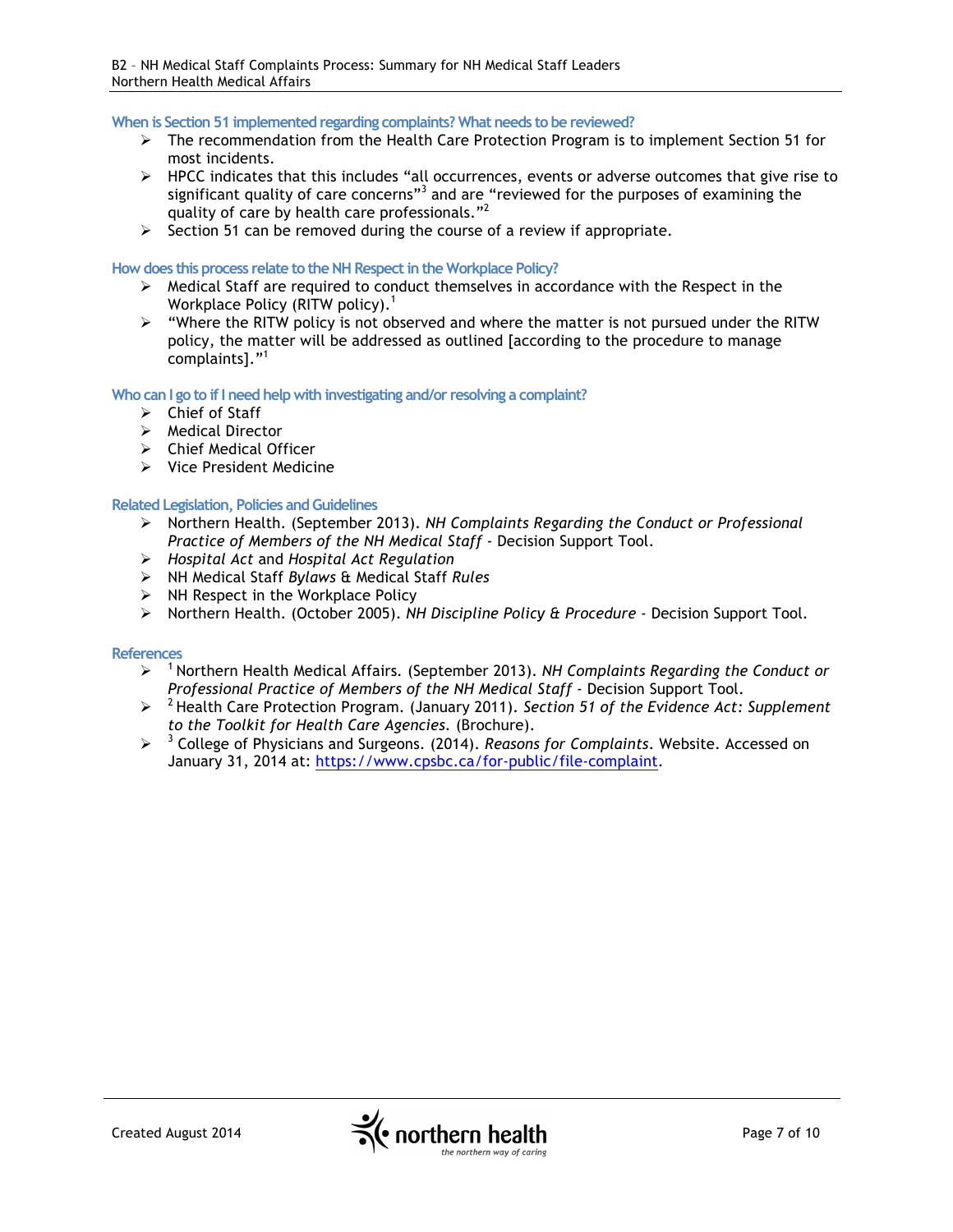### When is Section 51 implemented regarding complaints? What needs to be reviewed?

- The recommendation from the Health Care Protection Program is to implement Section 51 for most incidents.
- HPCC indicates that this includes "all occurrences, events or adverse outcomes that give rise to significant quality of care concerns"[3] and are "reviewed for the purposes of examining the quality of care by health care professionals."[2]
- Section 51 can be removed during the course of a review if appropriate.

### How does this process relate to the NH Respect in the Workplace Policy?

- Medical Staff are required to conduct themselves in accordance with the Respect in the Workplace Policy (RITW policy).[1]
- "Where the RITW policy is not observed and where the matter is not pursued under the RITW policy, the matter will be addressed as outlined [according to the procedure to manage complaints]."[1]

### Who can I go to if I need help with investigating and/or resolving a complaint?

- Chief of Staff
- Medical Director
- Chief Medical Officer
- Vice President Medicine

### Related Legislation, Policies and Guidelines

- Northern Health. (September 2013). *NH Complaints Regarding the Conduct or Professional Practice of Members of the NH Medical Staff* - Decision Support Tool.
- *Hospital Act* and *Hospital Act Regulation*
- NH Medical Staff *Bylaws* & Medical Staff *Rules*
- NH Respect in the Workplace Policy
- Northern Health. (October 2005). *NH Discipline Policy & Procedure* - Decision Support Tool.

### References

- [1] Northern Health Medical Affairs. (September 2013). *NH Complaints Regarding the Conduct or Professional Practice of Members of the NH Medical Staff* - Decision Support Tool.
- [2] Health Care Protection Program. (January 2011). *Section 51 of the Evidence Act: Supplement to the Toolkit for Health Care Agencies.* (Brochure).
- [3] College of Physicians and Surgeons. (2014). *Reasons for Complaints*. Website. Accessed on January 31, 2014 at: https://www.cpsbc.ca/for-public/file-complaint.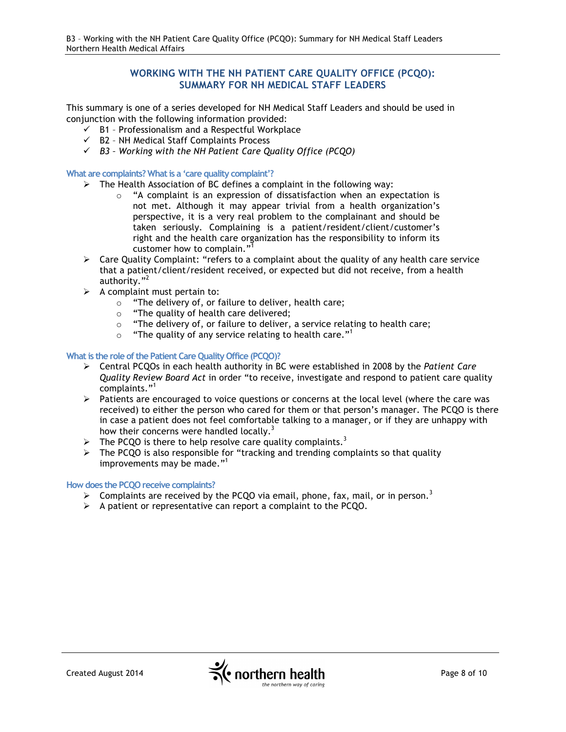# WORKING WITH THE NH PATIENT CARE QUALITY OFFICE (PCQO): SUMMARY FOR NH MEDICAL STAFF LEADERS

This summary is one of a series developed for NH Medical Staff Leaders and should be used in conjunction with the following information provided:

- ✓ B1 – Professionalism and a Respectful Workplace
- ✓ B2 – NH Medical Staff Complaints Process
- ✓ *B3 – Working with the NH Patient Care Quality Office (PCQO)*

### What are complaints? What is a 'care quality complaint'?

- The Health Association of BC defines a complaint in the following way:
  - "A complaint is an expression of dissatisfaction when an expectation is not met. Although it may appear trivial from a health organization's perspective, it is a very real problem to the complainant and should be taken seriously. Complaining is a patient/resident/client/customer's right and the health care organization has the responsibility to inform its customer how to complain."[1]
- Care Quality Complaint: "refers to a complaint about the quality of any health care service that a patient/client/resident received, or expected but did not receive, from a health authority."[2]
- A complaint must pertain to:
  - "The delivery of, or failure to deliver, health care;
  - "The quality of health care delivered;
  - "The delivery of, or failure to deliver, a service relating to health care;
  - "The quality of any service relating to health care."[1]

### What is the role of the Patient Care Quality Office (PCQO)?

- Central PCQOs in each health authority in BC were established in 2008 by the *Patient Care Quality Review Board Act* in order "to receive, investigate and respond to patient care quality complaints."[1]
- Patients are encouraged to voice questions or concerns at the local level (where the care was received) to either the person who cared for them or that person's manager. The PCQO is there in case a patient does not feel comfortable talking to a manager, or if they are unhappy with how their concerns were handled locally.[3]
- The PCQO is there to help resolve care quality complaints.[3]
- The PCQO is also responsible for "tracking and trending complaints so that quality improvements may be made."[1]

### How does the PCQO receive complaints?

- Complaints are received by the PCQO via email, phone, fax, mail, or in person.[3]
- A patient or representative can report a complaint to the PCQO.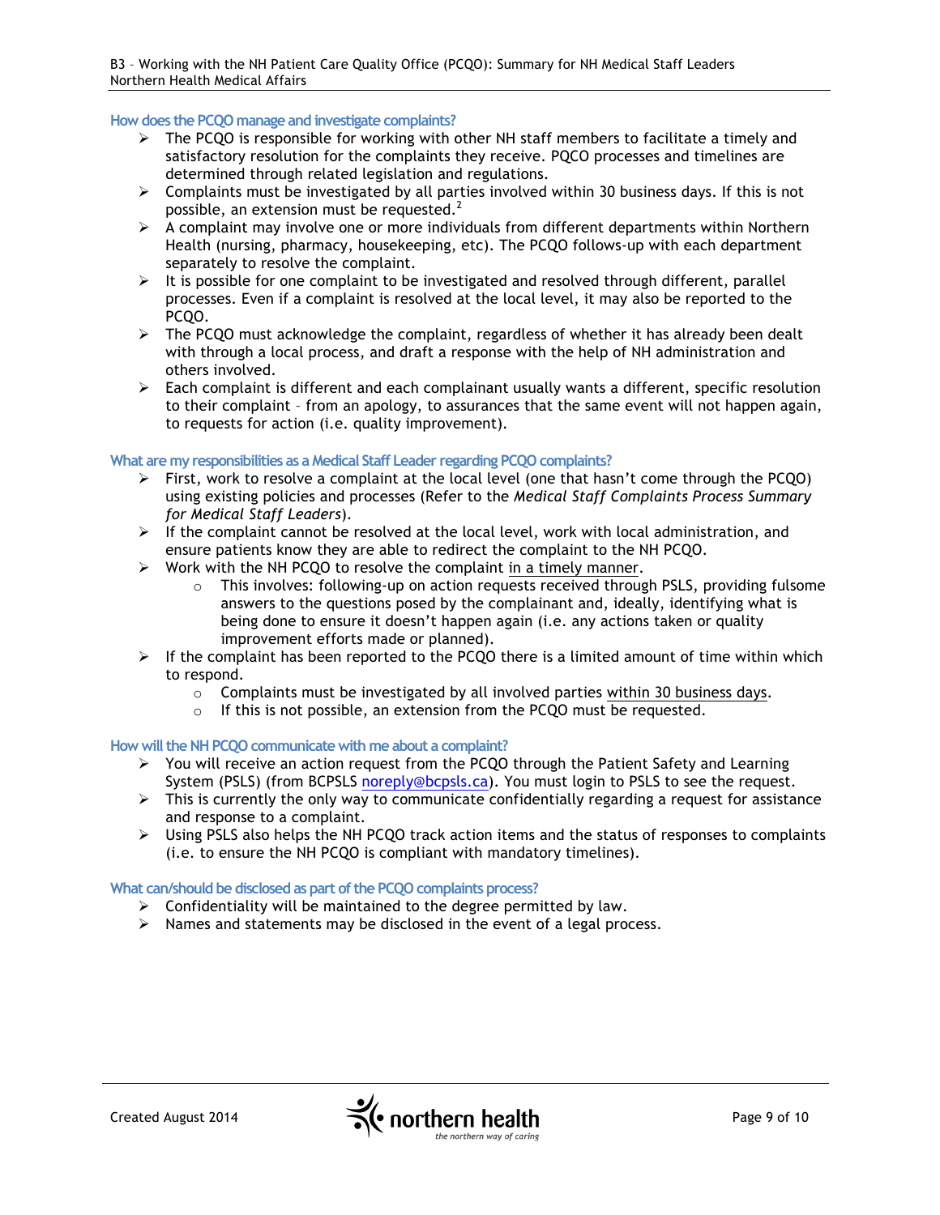### How does the PCQO manage and investigate complaints?

- The PCQO is responsible for working with other NH staff members to facilitate a timely and satisfactory resolution for the complaints they receive. PQCO processes and timelines are determined through related legislation and regulations.
- Complaints must be investigated by all parties involved within 30 business days. If this is not possible, an extension must be requested.[2]
- A complaint may involve one or more individuals from different departments within Northern Health (nursing, pharmacy, housekeeping, etc). The PCQO follows-up with each department separately to resolve the complaint.
- It is possible for one complaint to be investigated and resolved through different, parallel processes. Even if a complaint is resolved at the local level, it may also be reported to the PCQO.
- The PCQO must acknowledge the complaint, regardless of whether it has already been dealt with through a local process, and draft a response with the help of NH administration and others involved.
- Each complaint is different and each complainant usually wants a different, specific resolution to their complaint – from an apology, to assurances that the same event will not happen again, to requests for action (i.e. quality improvement).

### What are my responsibilities as a Medical Staff Leader regarding PCQO complaints?

- First, work to resolve a complaint at the local level (one that hasn't come through the PCQO) using existing policies and processes (Refer to the *Medical Staff Complaints Process Summary for Medical Staff Leaders*).
- If the complaint cannot be resolved at the local level, work with local administration, and ensure patients know they are able to redirect the complaint to the NH PCQO.
- Work with the NH PCQO to resolve the complaint in a timely manner.
  - This involves: following-up on action requests received through PSLS, providing fulsome answers to the questions posed by the complainant and, ideally, identifying what is being done to ensure it doesn't happen again (i.e. any actions taken or quality improvement efforts made or planned).
- If the complaint has been reported to the PCQO there is a limited amount of time within which to respond.
  - Complaints must be investigated by all involved parties within 30 business days.
  - If this is not possible, an extension from the PCQO must be requested.

### How will the NH PCQO communicate with me about a complaint?

- You will receive an action request from the PCQO through the Patient Safety and Learning System (PSLS) (from BCPSLS noreply@bcpsls.ca). You must login to PSLS to see the request.
- This is currently the only way to communicate confidentially regarding a request for assistance and response to a complaint.
- Using PSLS also helps the NH PCQO track action items and the status of responses to complaints (i.e. to ensure the NH PCQO is compliant with mandatory timelines).

### What can/should be disclosed as part of the PCQO complaints process?

- Confidentiality will be maintained to the degree permitted by law.
- Names and statements may be disclosed in the event of a legal process.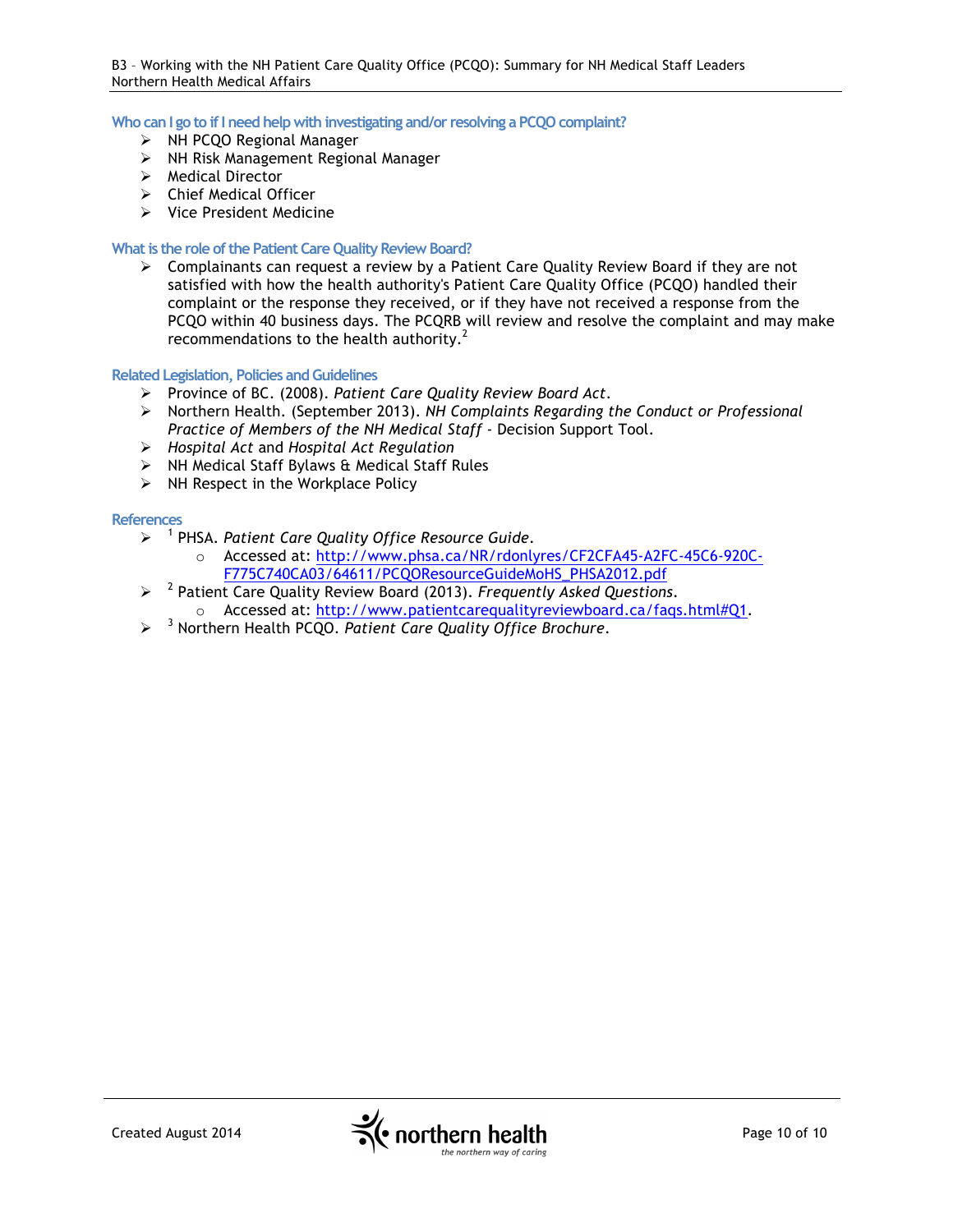### Who can I go to if I need help with investigating and/or resolving a PCQO complaint?

- NH PCQO Regional Manager
- NH Risk Management Regional Manager
- Medical Director
- Chief Medical Officer
- Vice President Medicine

### What is the role of the Patient Care Quality Review Board?

- Complainants can request a review by a Patient Care Quality Review Board if they are not satisfied with how the health authority's Patient Care Quality Office (PCQO) handled their complaint or the response they received, or if they have not received a response from the PCQO within 40 business days. The PCQRB will review and resolve the complaint and may make recommendations to the health authority.[2]

### Related Legislation, Policies and Guidelines

- Province of BC. (2008). *Patient Care Quality Review Board Act*.
- Northern Health. (September 2013). *NH Complaints Regarding the Conduct or Professional Practice of Members of the NH Medical Staff* - Decision Support Tool.
- *Hospital Act* and *Hospital Act Regulation*
- NH Medical Staff Bylaws & Medical Staff Rules
- NH Respect in the Workplace Policy

### References

- [1] PHSA. *Patient Care Quality Office Resource Guide*.
  - Accessed at: http://www.phsa.ca/NR/rdonlyres/CF2CFA45-A2FC-45C6-920C-F775C740CA03/64611/PCQOResourceGuideMoHS_PHSA2012.pdf
- [2] Patient Care Quality Review Board (2013). *Frequently Asked Questions*.
  - Accessed at: http://www.patientcarequalityreviewboard.ca/faqs.html#Q1.
- [3] Northern Health PCQO. *Patient Care Quality Office Brochure*.